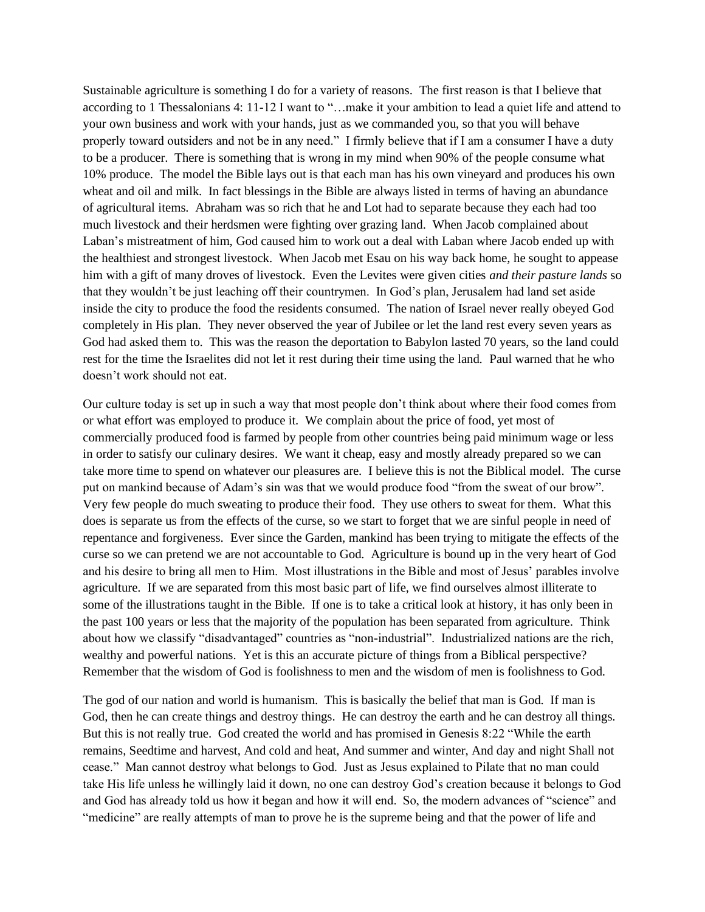Sustainable agriculture is something I do for a variety of reasons. The first reason is that I believe that according to 1 Thessalonians 4: 11-12 I want to "…make it your ambition to lead a quiet life and attend to your own business and work with your hands, just as we commanded you, so that you will behave properly toward outsiders and not be in any need." I firmly believe that if I am a consumer I have a duty to be a producer. There is something that is wrong in my mind when 90% of the people consume what 10% produce. The model the Bible lays out is that each man has his own vineyard and produces his own wheat and oil and milk. In fact blessings in the Bible are always listed in terms of having an abundance of agricultural items. Abraham was so rich that he and Lot had to separate because they each had too much livestock and their herdsmen were fighting over grazing land. When Jacob complained about Laban's mistreatment of him, God caused him to work out a deal with Laban where Jacob ended up with the healthiest and strongest livestock. When Jacob met Esau on his way back home, he sought to appease him with a gift of many droves of livestock. Even the Levites were given cities *and their pasture lands* so that they wouldn't be just leaching off their countrymen. In God's plan, Jerusalem had land set aside inside the city to produce the food the residents consumed. The nation of Israel never really obeyed God completely in His plan. They never observed the year of Jubilee or let the land rest every seven years as God had asked them to. This was the reason the deportation to Babylon lasted 70 years, so the land could rest for the time the Israelites did not let it rest during their time using the land. Paul warned that he who doesn't work should not eat.

Our culture today is set up in such a way that most people don't think about where their food comes from or what effort was employed to produce it. We complain about the price of food, yet most of commercially produced food is farmed by people from other countries being paid minimum wage or less in order to satisfy our culinary desires. We want it cheap, easy and mostly already prepared so we can take more time to spend on whatever our pleasures are. I believe this is not the Biblical model. The curse put on mankind because of Adam's sin was that we would produce food "from the sweat of our brow". Very few people do much sweating to produce their food. They use others to sweat for them. What this does is separate us from the effects of the curse, so we start to forget that we are sinful people in need of repentance and forgiveness. Ever since the Garden, mankind has been trying to mitigate the effects of the curse so we can pretend we are not accountable to God. Agriculture is bound up in the very heart of God and his desire to bring all men to Him. Most illustrations in the Bible and most of Jesus' parables involve agriculture. If we are separated from this most basic part of life, we find ourselves almost illiterate to some of the illustrations taught in the Bible. If one is to take a critical look at history, it has only been in the past 100 years or less that the majority of the population has been separated from agriculture. Think about how we classify "disadvantaged" countries as "non-industrial". Industrialized nations are the rich, wealthy and powerful nations. Yet is this an accurate picture of things from a Biblical perspective? Remember that the wisdom of God is foolishness to men and the wisdom of men is foolishness to God.

The god of our nation and world is humanism. This is basically the belief that man is God. If man is God, then he can create things and destroy things. He can destroy the earth and he can destroy all things. But this is not really true. God created the world and has promised in Genesis 8:22 "While the earth remains, Seedtime and harvest, And cold and heat, And summer and winter, And day and night Shall not cease." Man cannot destroy what belongs to God. Just as Jesus explained to Pilate that no man could take His life unless he willingly laid it down, no one can destroy God's creation because it belongs to God and God has already told us how it began and how it will end. So, the modern advances of "science" and "medicine" are really attempts of man to prove he is the supreme being and that the power of life and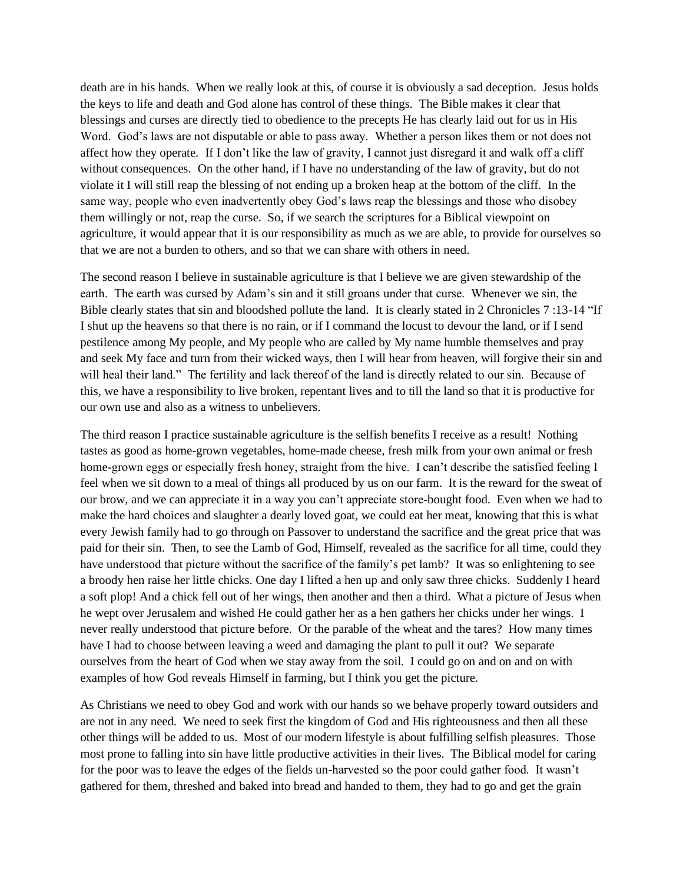death are in his hands. When we really look at this, of course it is obviously a sad deception. Jesus holds the keys to life and death and God alone has control of these things. The Bible makes it clear that blessings and curses are directly tied to obedience to the precepts He has clearly laid out for us in His Word. God's laws are not disputable or able to pass away. Whether a person likes them or not does not affect how they operate. If I don't like the law of gravity, I cannot just disregard it and walk off a cliff without consequences. On the other hand, if I have no understanding of the law of gravity, but do not violate it I will still reap the blessing of not ending up a broken heap at the bottom of the cliff. In the same way, people who even inadvertently obey God's laws reap the blessings and those who disobey them willingly or not, reap the curse. So, if we search the scriptures for a Biblical viewpoint on agriculture, it would appear that it is our responsibility as much as we are able, to provide for ourselves so that we are not a burden to others, and so that we can share with others in need.

The second reason I believe in sustainable agriculture is that I believe we are given stewardship of the earth. The earth was cursed by Adam's sin and it still groans under that curse. Whenever we sin, the Bible clearly states that sin and bloodshed pollute the land. It is clearly stated in 2 Chronicles 7 :13-14 "If I shut up the heavens so that there is no rain, or if I command the locust to devour the land, or if I send pestilence among My people, and My people who are called by My name humble themselves and pray and seek My face and turn from their wicked ways, then I will hear from heaven, will forgive their sin and will heal their land." The fertility and lack thereof of the land is directly related to our sin. Because of this, we have a responsibility to live broken, repentant lives and to till the land so that it is productive for our own use and also as a witness to unbelievers.

The third reason I practice sustainable agriculture is the selfish benefits I receive as a result! Nothing tastes as good as home-grown vegetables, home-made cheese, fresh milk from your own animal or fresh home-grown eggs or especially fresh honey, straight from the hive. I can't describe the satisfied feeling I feel when we sit down to a meal of things all produced by us on our farm. It is the reward for the sweat of our brow, and we can appreciate it in a way you can't appreciate store-bought food. Even when we had to make the hard choices and slaughter a dearly loved goat, we could eat her meat, knowing that this is what every Jewish family had to go through on Passover to understand the sacrifice and the great price that was paid for their sin. Then, to see the Lamb of God, Himself, revealed as the sacrifice for all time, could they have understood that picture without the sacrifice of the family's pet lamb? It was so enlightening to see a broody hen raise her little chicks. One day I lifted a hen up and only saw three chicks. Suddenly I heard a soft plop! And a chick fell out of her wings, then another and then a third. What a picture of Jesus when he wept over Jerusalem and wished He could gather her as a hen gathers her chicks under her wings. I never really understood that picture before. Or the parable of the wheat and the tares? How many times have I had to choose between leaving a weed and damaging the plant to pull it out? We separate ourselves from the heart of God when we stay away from the soil. I could go on and on and on with examples of how God reveals Himself in farming, but I think you get the picture.

As Christians we need to obey God and work with our hands so we behave properly toward outsiders and are not in any need. We need to seek first the kingdom of God and His righteousness and then all these other things will be added to us. Most of our modern lifestyle is about fulfilling selfish pleasures. Those most prone to falling into sin have little productive activities in their lives. The Biblical model for caring for the poor was to leave the edges of the fields un-harvested so the poor could gather food. It wasn't gathered for them, threshed and baked into bread and handed to them, they had to go and get the grain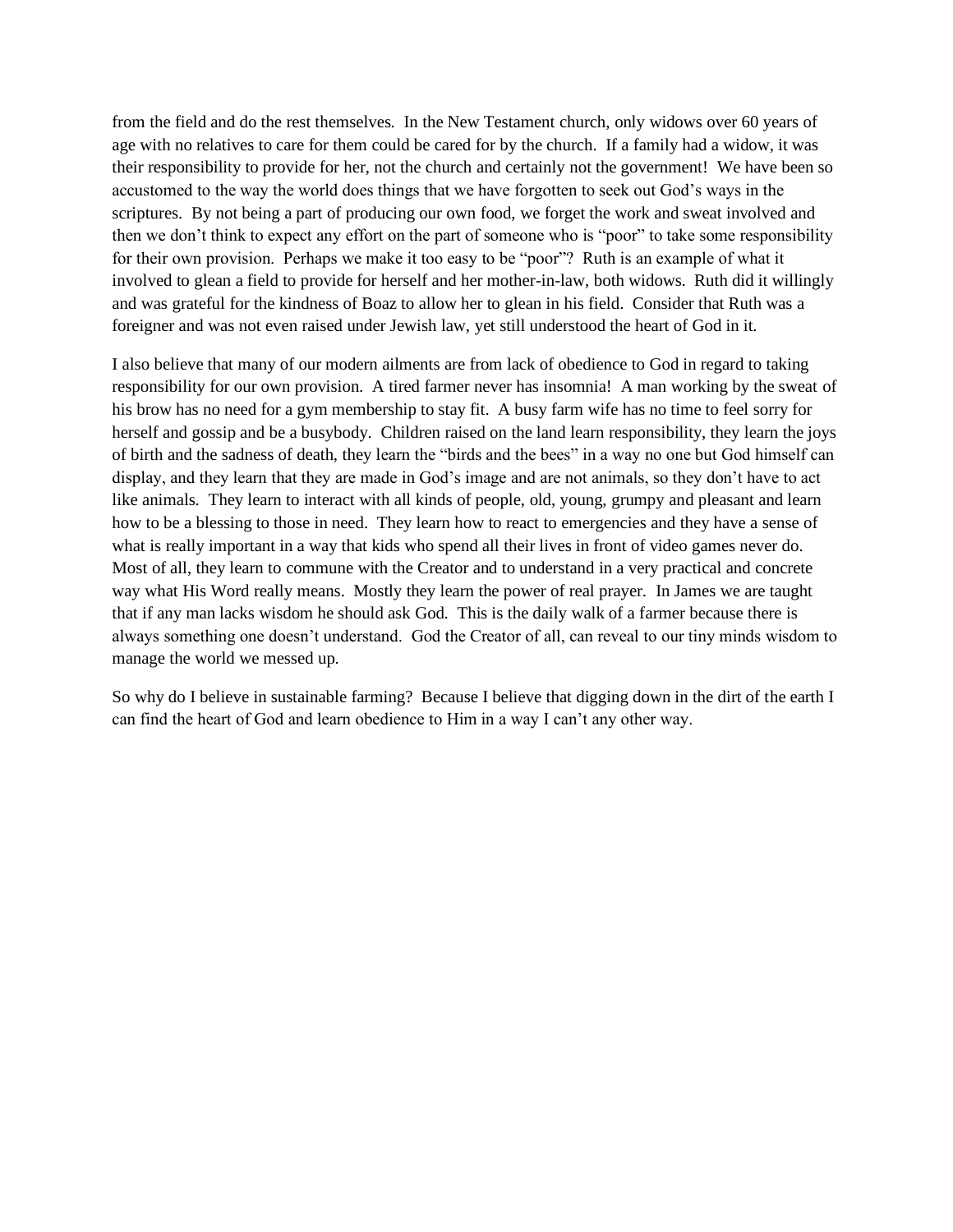from the field and do the rest themselves. In the New Testament church, only widows over 60 years of age with no relatives to care for them could be cared for by the church. If a family had a widow, it was their responsibility to provide for her, not the church and certainly not the government! We have been so accustomed to the way the world does things that we have forgotten to seek out God's ways in the scriptures. By not being a part of producing our own food, we forget the work and sweat involved and then we don't think to expect any effort on the part of someone who is "poor" to take some responsibility for their own provision. Perhaps we make it too easy to be "poor"? Ruth is an example of what it involved to glean a field to provide for herself and her mother-in-law, both widows. Ruth did it willingly and was grateful for the kindness of Boaz to allow her to glean in his field. Consider that Ruth was a foreigner and was not even raised under Jewish law, yet still understood the heart of God in it.

I also believe that many of our modern ailments are from lack of obedience to God in regard to taking responsibility for our own provision. A tired farmer never has insomnia! A man working by the sweat of his brow has no need for a gym membership to stay fit. A busy farm wife has no time to feel sorry for herself and gossip and be a busybody. Children raised on the land learn responsibility, they learn the joys of birth and the sadness of death, they learn the "birds and the bees" in a way no one but God himself can display, and they learn that they are made in God's image and are not animals, so they don't have to act like animals. They learn to interact with all kinds of people, old, young, grumpy and pleasant and learn how to be a blessing to those in need. They learn how to react to emergencies and they have a sense of what is really important in a way that kids who spend all their lives in front of video games never do. Most of all, they learn to commune with the Creator and to understand in a very practical and concrete way what His Word really means. Mostly they learn the power of real prayer. In James we are taught that if any man lacks wisdom he should ask God. This is the daily walk of a farmer because there is always something one doesn't understand. God the Creator of all, can reveal to our tiny minds wisdom to manage the world we messed up.

So why do I believe in sustainable farming? Because I believe that digging down in the dirt of the earth I can find the heart of God and learn obedience to Him in a way I can't any other way.